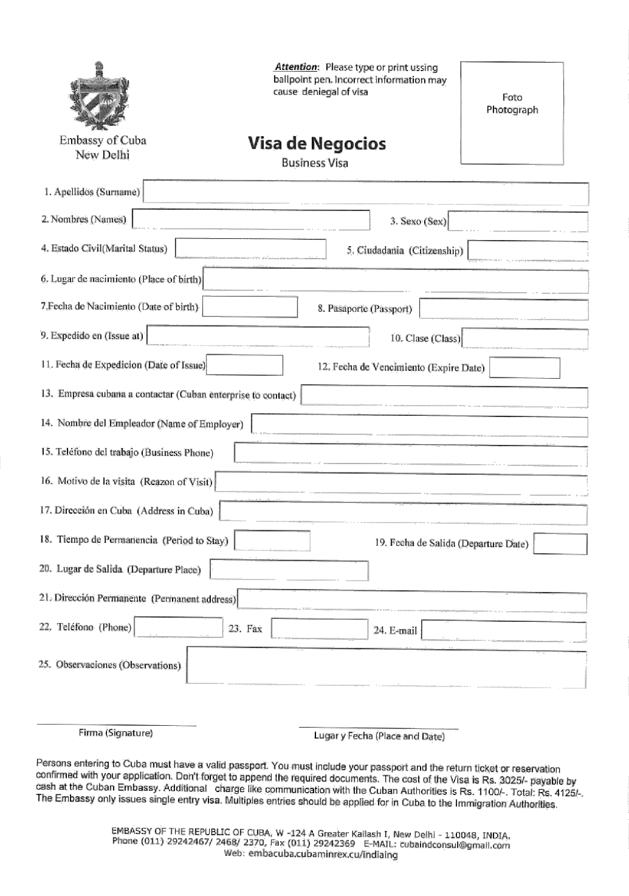Embassy of Cuba
New Delhi

***Attention***: Please type or print ussing ballpoint pen. Incorrect information may cause deniegal of visa

Foto
Photograph

# Visa de Negocios

Business Visa

1. Apellidos (Surname)
2. Nombres (Names)
3. Sexo (Sex)
4. Estado Civil(Marital Status)
5. Ciudadania (Citizenship)
6. Lugar de nacimiento (Place of birth)
7. Fecha de Nacimiento (Date of birth)
8. Pasaporte (Passport)
9. Expedido en (Issue at)
10. Clase (Class)
11. Fecha de Expedicion (Date of Issue)
12. Fecha de Vencimiento (Expire Date)
13. Empresa cubana a contactar (Cuban enterprise to contact)
14. Nombre del Empleador (Name of Employer)
15. Teléfono del trabajo (Business Phone)
16. Motivo de la visita (Reazon of Visit)
17. Dirección en Cuba (Address in Cuba)
18. Tiempo de Permanencia (Period to Stay)
19. Fecha de Salida (Departure Date)
20. Lugar de Salida (Departure Place)
21. Dirección Permanente (Permanent address)
22. Teléfono (Phone)
23. Fax
24. E-mail
25. Observaciones (Observations)

Firma (Signature)

Lugar y Fecha (Place and Date)

Persons entering to Cuba must have a valid passport. You must include your passport and the return ticket or reservation confirmed with your application. Don't forget to append the required documents. The cost of the Visa is Rs. 3025/- payable by cash at the Cuban Embassy. Additional charge like communication with the Cuban Authorities is Rs. 1100/-. Total: Rs. 4125/-. The Embassy only issues single entry visa. Multiples entries should be applied for in Cuba to the Immigration Authorities.

EMBASSY OF THE REPUBLIC OF CUBA, W -124 A Greater Kailash I, New Delhi - 110048, INDIA.
Phone (011) 29242467/ 2468/ 2370, Fax (011) 29242369 E-MAIL: cubaindconsul@gmail.com
Web: embacuba.cubaminrex.cu/indiaing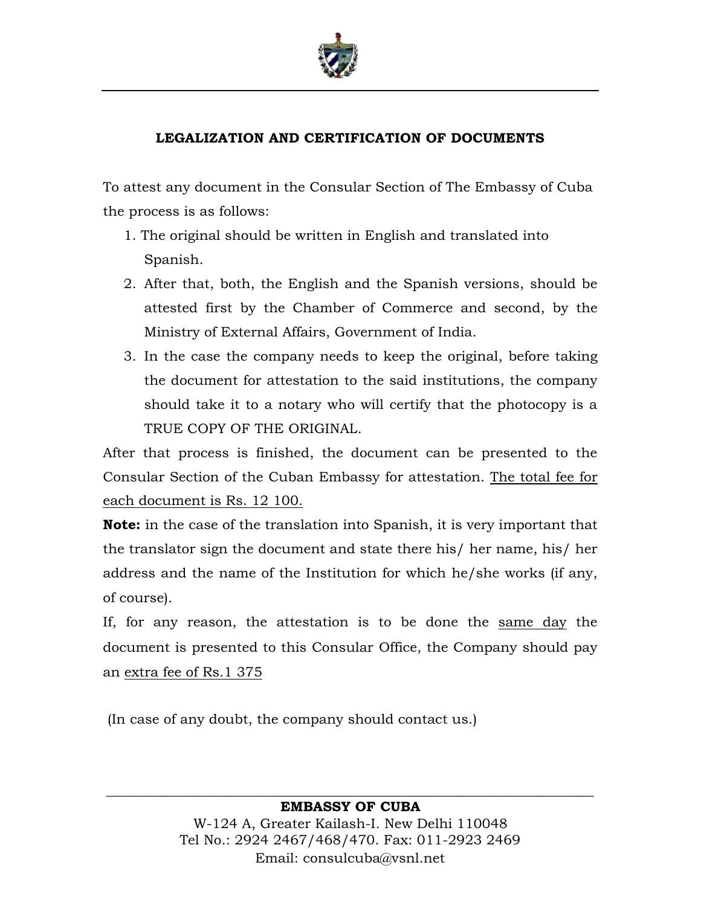## LEGALIZATION AND CERTIFICATION OF DOCUMENTS

To attest any document in the Consular Section of The Embassy of Cuba the process is as follows:

1. The original should be written in English and translated into Spanish.
2. After that, both, the English and the Spanish versions, should be attested first by the Chamber of Commerce and second, by the Ministry of External Affairs, Government of India.
3. In the case the company needs to keep the original, before taking the document for attestation to the said institutions, the company should take it to a notary who will certify that the photocopy is a TRUE COPY OF THE ORIGINAL.

After that process is finished, the document can be presented to the Consular Section of the Cuban Embassy for attestation. <u>The total fee for each document is Rs. 12 100.</u>

**Note:** in the case of the translation into Spanish, it is very important that the translator sign the document and state there his/ her name, his/ her address and the name of the Institution for which he/she works (if any, of course).

If, for any reason, the attestation is to be done the <u>same day</u> the document is presented to this Consular Office, the Company should pay an <u>extra fee of Rs.1 375</u>

(In case of any doubt, the company should contact us.)

---

**EMBASSY OF CUBA**

W-124 A, Greater Kailash-I. New Delhi 110048

Tel No.: 2924 2467/468/470. Fax: 011-2923 2469

Email: consulcuba@vsnl.net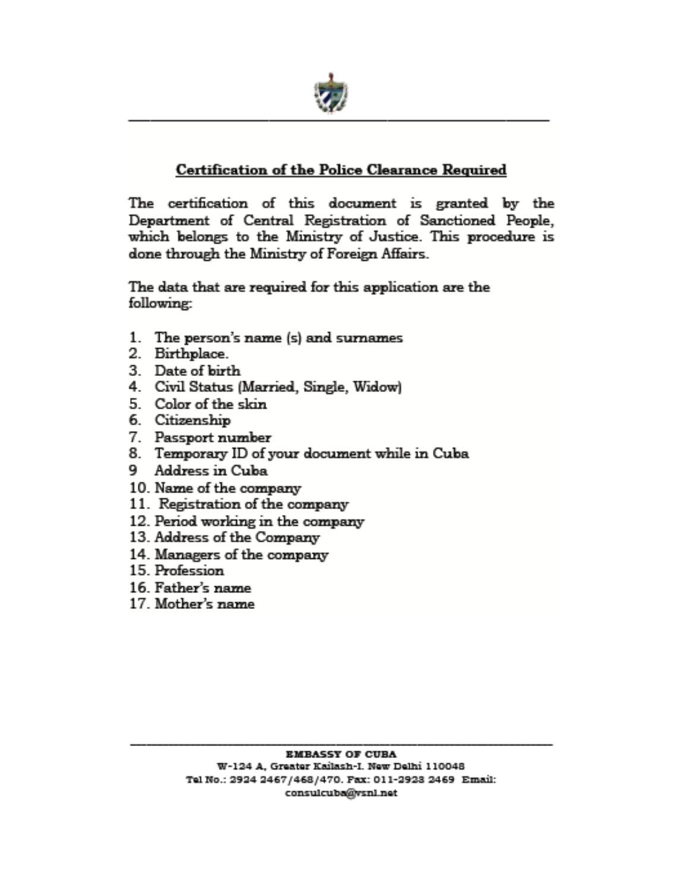## Certification of the Police Clearance Required

The certification of this document is granted by the Department of Central Registration of Sanctioned People, which belongs to the Ministry of Justice. This procedure is done through the Ministry of Foreign Affairs.

The data that are required for this application are the following:

1. The person's name (s) and surnames
2. Birthplace.
3. Date of birth
4. Civil Status (Married, Single, Widow)
5. Color of the skin
6. Citizenship
7. Passport number
8. Temporary ID of your document while in Cuba
9. Address in Cuba
10. Name of the company
11. Registration of the company
12. Period working in the company
13. Address of the Company
14. Managers of the company
15. Profession
16. Father's name
17. Mother's name

**EMBASSY OF CUBA**
W-124 A, Greater Kailash-I. New Delhi 110048
Tel No.: 2924 2467/468/470. Fax: 011-2928 2469 Email: consulcuba@vsnl.net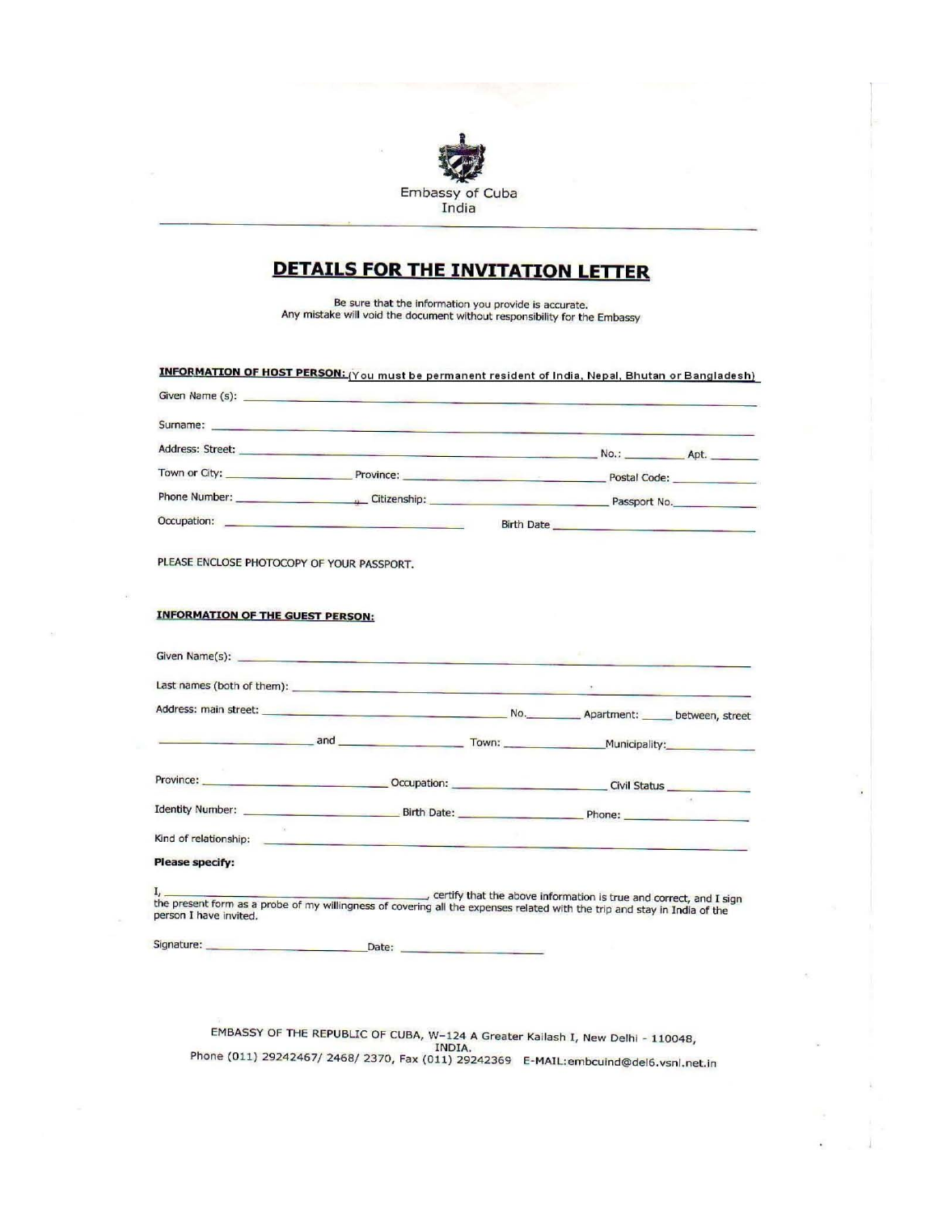Embassy of Cuba
India

# DETAILS FOR THE INVITATION LETTER

Be sure that the information you provide is accurate.
Any mistake will void the document without responsibility for the Embassy

**INFORMATION OF HOST PERSON:** (You must be permanent resident of India, Nepal, Bhutan or Bangladesh)

Given Name (s): ______________________________

Surname: ______________________________

Address: Street: ______________________________ No.: __________ Apt. ________

Town or City: ________________ Province: ________________ Postal Code: ____________

Phone Number: ________________ Citizenship: ________________ Passport No. ____________

Occupation: ________________ Birth Date ________________

PLEASE ENCLOSE PHOTOCOPY OF YOUR PASSPORT.

**INFORMATION OF THE GUEST PERSON:**

Given Name(s): ______________________________

Last names (both of them): ______________________________

Address: main street: ________________ No. ________ Apartment: ______ between, street

________________ and ________________ Town: ________________ Municipality: ____________

Province: ________________ Occupation: ________________ Civil Status ____________

Identity Number: ________________ Birth Date: ________________ Phone: ____________

Kind of relationship: ______________________________

**Please specify:**

I, ______________________________, certify that the above information is true and correct, and I sign the present form as a probe of my willingness of covering all the expenses related with the trip and stay in India of the person I have invited.

Signature: ________________ Date: ________________

EMBASSY OF THE REPUBLIC OF CUBA, W-124 A Greater Kailash I, New Delhi - 110048, INDIA.
Phone (011) 29242467/ 2468/ 2370, Fax (011) 29242369 E-MAIL:embcuind@del6.vsnl.net.in